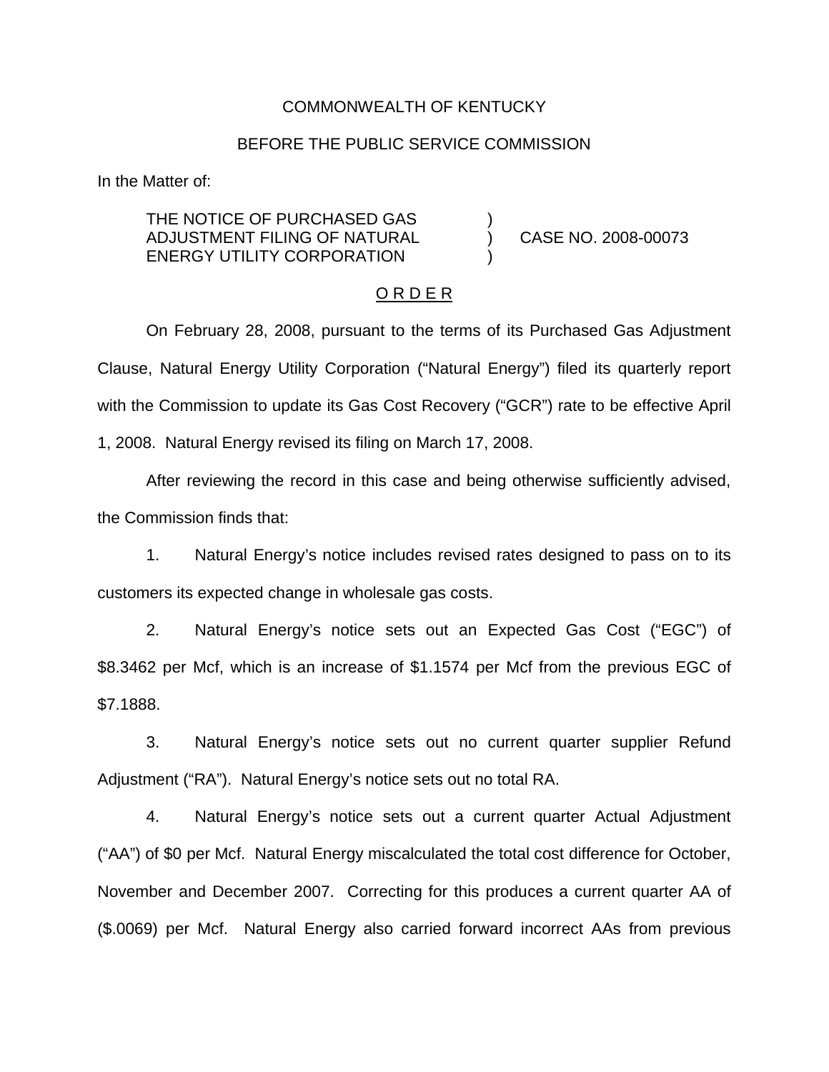COMMONWEALTH OF KENTUCKY

BEFORE THE PUBLIC SERVICE COMMISSION

In the Matter of:

| | | |
|---|---|---|
| THE NOTICE OF PURCHASED GAS ADJUSTMENT FILING OF NATURAL ENERGY UTILITY CORPORATION | ) ) ) | CASE NO. 2008-00073 |

O R D E R

On February 28, 2008, pursuant to the terms of its Purchased Gas Adjustment Clause, Natural Energy Utility Corporation ("Natural Energy") filed its quarterly report with the Commission to update its Gas Cost Recovery ("GCR") rate to be effective April 1, 2008. Natural Energy revised its filing on March 17, 2008.

After reviewing the record in this case and being otherwise sufficiently advised, the Commission finds that:

1. Natural Energy's notice includes revised rates designed to pass on to its customers its expected change in wholesale gas costs.

2. Natural Energy's notice sets out an Expected Gas Cost ("EGC") of $8.3462 per Mcf, which is an increase of $1.1574 per Mcf from the previous EGC of $7.1888.

3. Natural Energy's notice sets out no current quarter supplier Refund Adjustment ("RA"). Natural Energy's notice sets out no total RA.

4. Natural Energy's notice sets out a current quarter Actual Adjustment ("AA") of $0 per Mcf. Natural Energy miscalculated the total cost difference for October, November and December 2007. Correcting for this produces a current quarter AA of ($.0069) per Mcf. Natural Energy also carried forward incorrect AAs from previous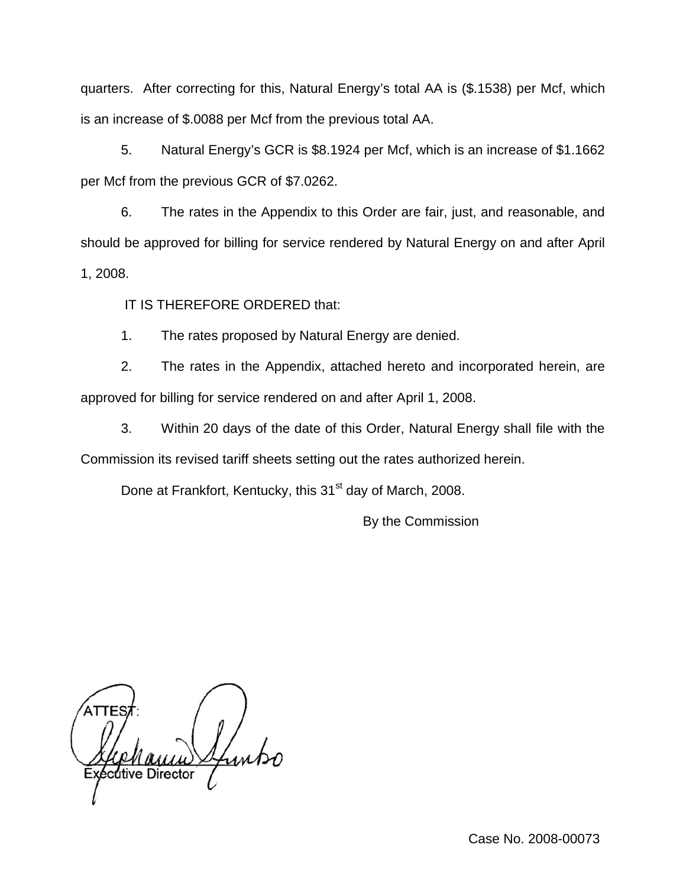quarters. After correcting for this, Natural Energy's total AA is ($.1538) per Mcf, which is an increase of $.0088 per Mcf from the previous total AA.

5. Natural Energy's GCR is $8.1924 per Mcf, which is an increase of $1.1662 per Mcf from the previous GCR of $7.0262.

6. The rates in the Appendix to this Order are fair, just, and reasonable, and should be approved for billing for service rendered by Natural Energy on and after April 1, 2008.

IT IS THEREFORE ORDERED that:

1. The rates proposed by Natural Energy are denied.

2. The rates in the Appendix, attached hereto and incorporated herein, are approved for billing for service rendered on and after April 1, 2008.

3. Within 20 days of the date of this Order, Natural Energy shall file with the Commission its revised tariff sheets setting out the rates authorized herein.

Done at Frankfort, Kentucky, this 31st day of March, 2008.

By the Commission

ATTEST:

Executive Director

Case No. 2008-00073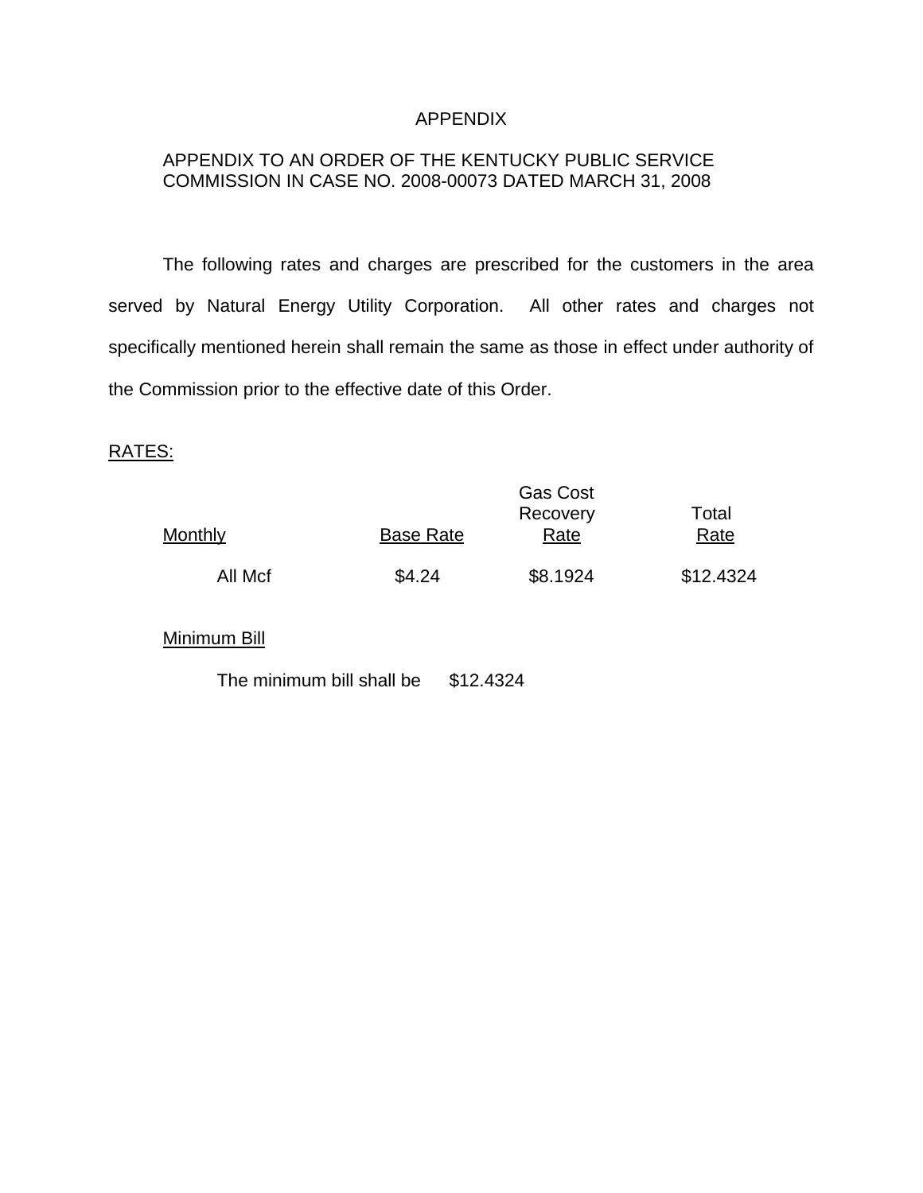# APPENDIX

APPENDIX TO AN ORDER OF THE KENTUCKY PUBLIC SERVICE COMMISSION IN CASE NO. 2008-00073 DATED MARCH 31, 2008

The following rates and charges are prescribed for the customers in the area served by Natural Energy Utility Corporation. All other rates and charges not specifically mentioned herein shall remain the same as those in effect under authority of the Commission prior to the effective date of this Order.

RATES:

| Monthly | Base Rate | Gas Cost Recovery Rate | Total Rate |
|---|---|---|---|
| All Mcf | $4.24 | $8.1924 | $12.4324 |

Minimum Bill

The minimum bill shall be $12.4324